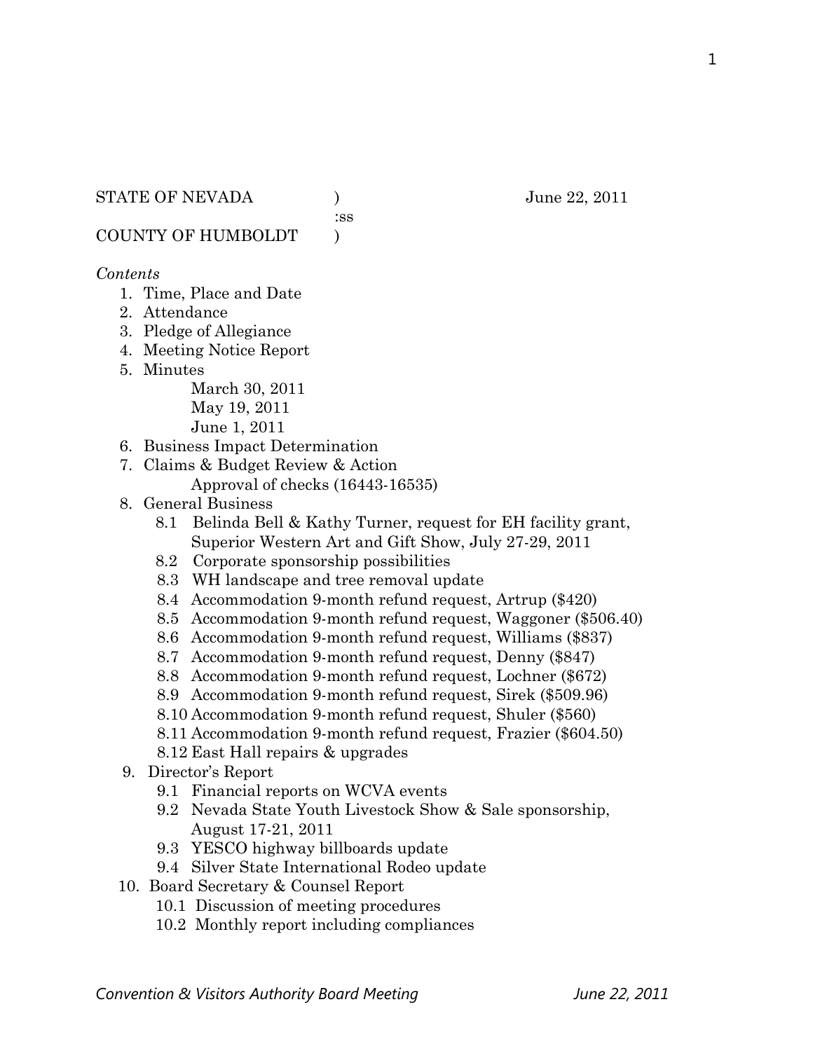STATE OF NEVADA ) June 22, 2011
:ss
COUNTY OF HUMBOLDT )

*Contents*

1. Time, Place and Date
2. Attendance
3. Pledge of Allegiance
4. Meeting Notice Report
5. Minutes
   - March 30, 2011
   - May 19, 2011
   - June 1, 2011
6. Business Impact Determination
7. Claims & Budget Review & Action
   - Approval of checks (16443-16535)
8. General Business
   - 8.1 Belinda Bell & Kathy Turner, request for EH facility grant, Superior Western Art and Gift Show, July 27-29, 2011
   - 8.2 Corporate sponsorship possibilities
   - 8.3 WH landscape and tree removal update
   - 8.4 Accommodation 9-month refund request, Artrup ($420)
   - 8.5 Accommodation 9-month refund request, Waggoner ($506.40)
   - 8.6 Accommodation 9-month refund request, Williams ($837)
   - 8.7 Accommodation 9-month refund request, Denny ($847)
   - 8.8 Accommodation 9-month refund request, Lochner ($672)
   - 8.9 Accommodation 9-month refund request, Sirek ($509.96)
   - 8.10 Accommodation 9-month refund request, Shuler ($560)
   - 8.11 Accommodation 9-month refund request, Frazier ($604.50)
   - 8.12 East Hall repairs & upgrades
9. Director's Report
   - 9.1 Financial reports on WCVA events
   - 9.2 Nevada State Youth Livestock Show & Sale sponsorship, August 17-21, 2011
   - 9.3 YESCO highway billboards update
   - 9.4 Silver State International Rodeo update
10. Board Secretary & Counsel Report
    - 10.1 Discussion of meeting procedures
    - 10.2 Monthly report including compliances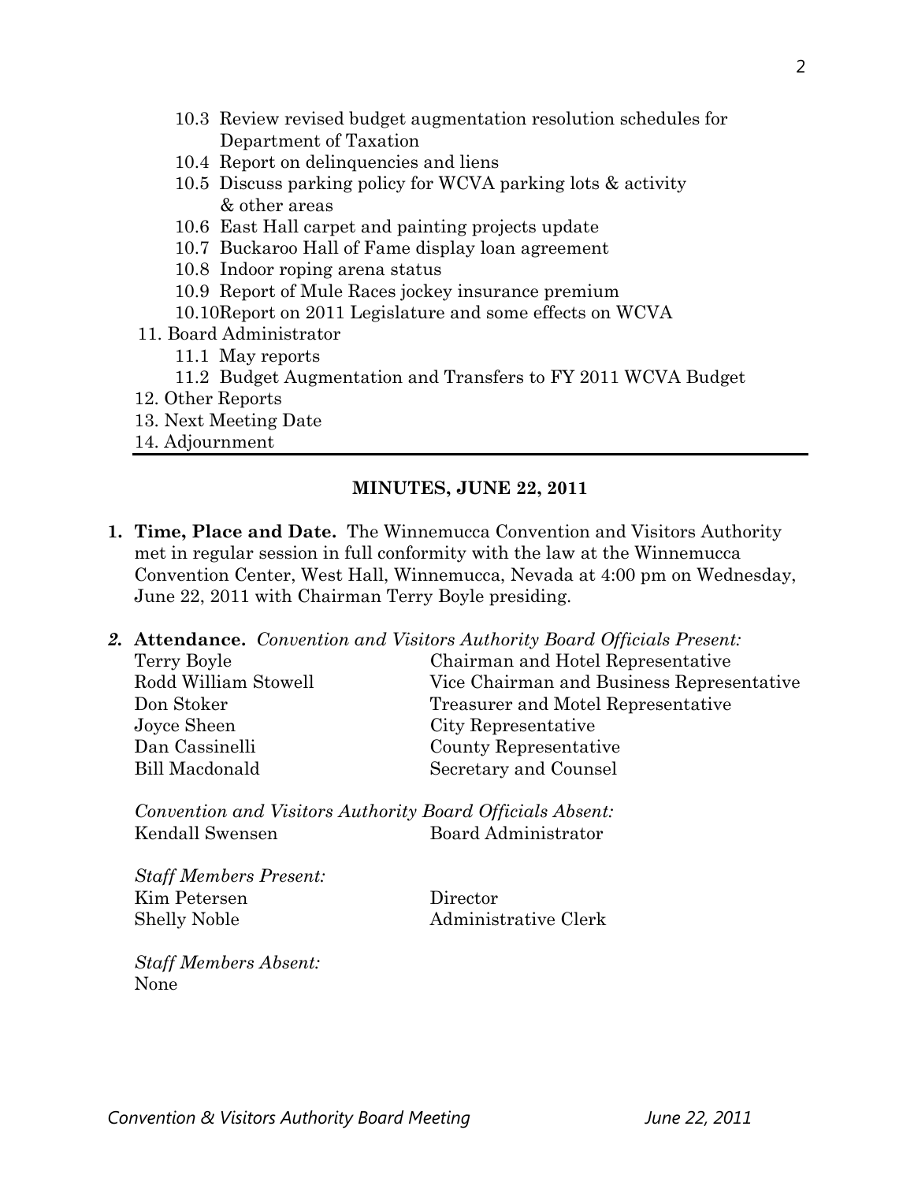- 10.3 Review revised budget augmentation resolution schedules for Department of Taxation
- 10.4 Report on delinquencies and liens
- 10.5 Discuss parking policy for WCVA parking lots & activity & other areas
- 10.6 East Hall carpet and painting projects update
- 10.7 Buckaroo Hall of Fame display loan agreement
- 10.8 Indoor roping arena status
- 10.9 Report of Mule Races jockey insurance premium
- 10.10Report on 2011 Legislature and some effects on WCVA

11. Board Administrator
    - 11.1 May reports
    - 11.2 Budget Augmentation and Transfers to FY 2011 WCVA Budget
12. Other Reports
13. Next Meeting Date
14. Adjournment

---

## MINUTES, JUNE 22, 2011

**1. Time, Place and Date.** The Winnemucca Convention and Visitors Authority met in regular session in full conformity with the law at the Winnemucca Convention Center, West Hall, Winnemucca, Nevada at 4:00 pm on Wednesday, June 22, 2011 with Chairman Terry Boyle presiding.

***2.* Attendance.** *Convention and Visitors Authority Board Officials Present:*

| | |
|---|---|
| Terry Boyle | Chairman and Hotel Representative |
| Rodd William Stowell | Vice Chairman and Business Representative |
| Don Stoker | Treasurer and Motel Representative |
| Joyce Sheen | City Representative |
| Dan Cassinelli | County Representative |
| Bill Macdonald | Secretary and Counsel |

*Convention and Visitors Authority Board Officials Absent:*

| | |
|---|---|
| Kendall Swensen | Board Administrator |

*Staff Members Present:*

| | |
|---|---|
| Kim Petersen | Director |
| Shelly Noble | Administrative Clerk |

*Staff Members Absent:*
None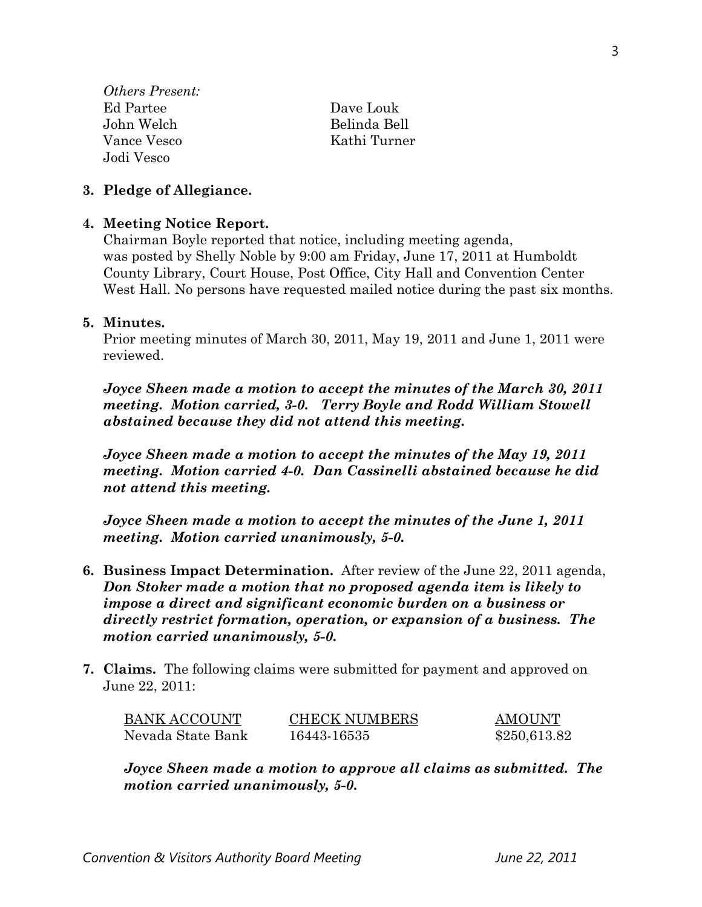*Others Present:*

| | |
|---|---|
| Ed Partee | Dave Louk |
| John Welch | Belinda Bell |
| Vance Vesco | Kathi Turner |
| Jodi Vesco | |

**3. Pledge of Allegiance.**

**4. Meeting Notice Report.**
Chairman Boyle reported that notice, including meeting agenda, was posted by Shelly Noble by 9:00 am Friday, June 17, 2011 at Humboldt County Library, Court House, Post Office, City Hall and Convention Center West Hall. No persons have requested mailed notice during the past six months.

**5. Minutes.**
Prior meeting minutes of March 30, 2011, May 19, 2011 and June 1, 2011 were reviewed.

***Joyce Sheen made a motion to accept the minutes of the March 30, 2011 meeting. Motion carried, 3-0. Terry Boyle and Rodd William Stowell abstained because they did not attend this meeting.***

***Joyce Sheen made a motion to accept the minutes of the May 19, 2011 meeting. Motion carried 4-0. Dan Cassinelli abstained because he did not attend this meeting.***

***Joyce Sheen made a motion to accept the minutes of the June 1, 2011 meeting. Motion carried unanimously, 5-0.***

**6. Business Impact Determination.** After review of the June 22, 2011 agenda, ***Don Stoker made a motion that no proposed agenda item is likely to impose a direct and significant economic burden on a business or directly restrict formation, operation, or expansion of a business. The motion carried unanimously, 5-0.***

**7. Claims.** The following claims were submitted for payment and approved on June 22, 2011:

| BANK ACCOUNT | CHECK NUMBERS | AMOUNT |
|---|---|---|
| Nevada State Bank | 16443-16535 | $250,613.82 |

***Joyce Sheen made a motion to approve all claims as submitted. The motion carried unanimously, 5-0.***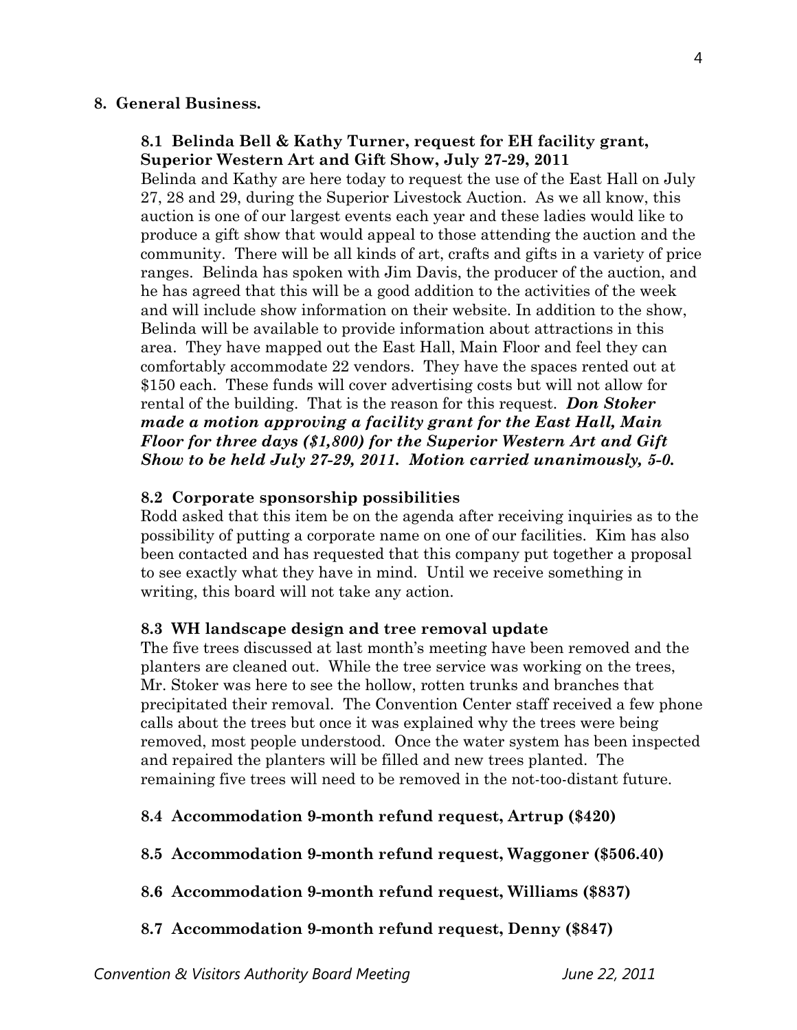## 8. General Business.

### 8.1 Belinda Bell & Kathy Turner, request for EH facility grant, Superior Western Art and Gift Show, July 27-29, 2011

Belinda and Kathy are here today to request the use of the East Hall on July 27, 28 and 29, during the Superior Livestock Auction. As we all know, this auction is one of our largest events each year and these ladies would like to produce a gift show that would appeal to those attending the auction and the community. There will be all kinds of art, crafts and gifts in a variety of price ranges. Belinda has spoken with Jim Davis, the producer of the auction, and he has agreed that this will be a good addition to the activities of the week and will include show information on their website. In addition to the show, Belinda will be available to provide information about attractions in this area. They have mapped out the East Hall, Main Floor and feel they can comfortably accommodate 22 vendors. They have the spaces rented out at $150 each. These funds will cover advertising costs but will not allow for rental of the building. That is the reason for this request. ***Don Stoker made a motion approving a facility grant for the East Hall, Main Floor for three days ($1,800) for the Superior Western Art and Gift Show to be held July 27-29, 2011. Motion carried unanimously, 5-0.***

### 8.2 Corporate sponsorship possibilities

Rodd asked that this item be on the agenda after receiving inquiries as to the possibility of putting a corporate name on one of our facilities. Kim has also been contacted and has requested that this company put together a proposal to see exactly what they have in mind. Until we receive something in writing, this board will not take any action.

### 8.3 WH landscape design and tree removal update

The five trees discussed at last month's meeting have been removed and the planters are cleaned out. While the tree service was working on the trees, Mr. Stoker was here to see the hollow, rotten trunks and branches that precipitated their removal. The Convention Center staff received a few phone calls about the trees but once it was explained why the trees were being removed, most people understood. Once the water system has been inspected and repaired the planters will be filled and new trees planted. The remaining five trees will need to be removed in the not-too-distant future.

### 8.4 Accommodation 9-month refund request, Artrup ($420)

### 8.5 Accommodation 9-month refund request, Waggoner ($506.40)

### 8.6 Accommodation 9-month refund request, Williams ($837)

### 8.7 Accommodation 9-month refund request, Denny ($847)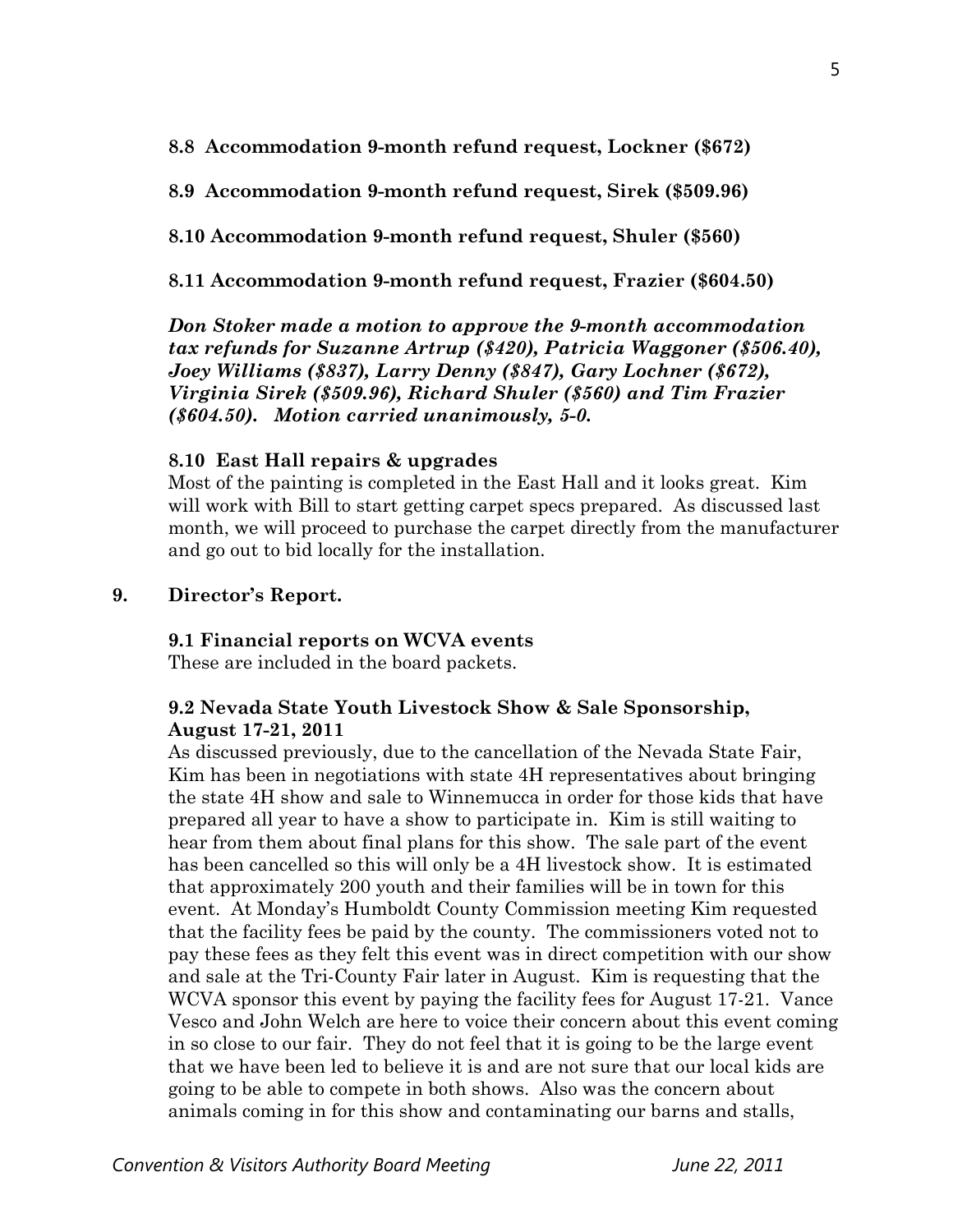**8.8 Accommodation 9-month refund request, Lockner ($672)**

**8.9 Accommodation 9-month refund request, Sirek ($509.96)**

**8.10 Accommodation 9-month refund request, Shuler ($560)**

**8.11 Accommodation 9-month refund request, Frazier ($604.50)**

***Don Stoker made a motion to approve the 9-month accommodation tax refunds for Suzanne Artrup ($420), Patricia Waggoner ($506.40), Joey Williams ($837), Larry Denny ($847), Gary Lochner ($672), Virginia Sirek ($509.96), Richard Shuler ($560) and Tim Frazier ($604.50). Motion carried unanimously, 5-0.***

**8.10 East Hall repairs & upgrades**

Most of the painting is completed in the East Hall and it looks great. Kim will work with Bill to start getting carpet specs prepared. As discussed last month, we will proceed to purchase the carpet directly from the manufacturer and go out to bid locally for the installation.

**9. Director's Report.**

**9.1 Financial reports on WCVA events**

These are included in the board packets.

**9.2 Nevada State Youth Livestock Show & Sale Sponsorship, August 17-21, 2011**

As discussed previously, due to the cancellation of the Nevada State Fair, Kim has been in negotiations with state 4H representatives about bringing the state 4H show and sale to Winnemucca in order for those kids that have prepared all year to have a show to participate in. Kim is still waiting to hear from them about final plans for this show. The sale part of the event has been cancelled so this will only be a 4H livestock show. It is estimated that approximately 200 youth and their families will be in town for this event. At Monday's Humboldt County Commission meeting Kim requested that the facility fees be paid by the county. The commissioners voted not to pay these fees as they felt this event was in direct competition with our show and sale at the Tri-County Fair later in August. Kim is requesting that the WCVA sponsor this event by paying the facility fees for August 17-21. Vance Vesco and John Welch are here to voice their concern about this event coming in so close to our fair. They do not feel that it is going to be the large event that we have been led to believe it is and are not sure that our local kids are going to be able to compete in both shows. Also was the concern about animals coming in for this show and contaminating our barns and stalls,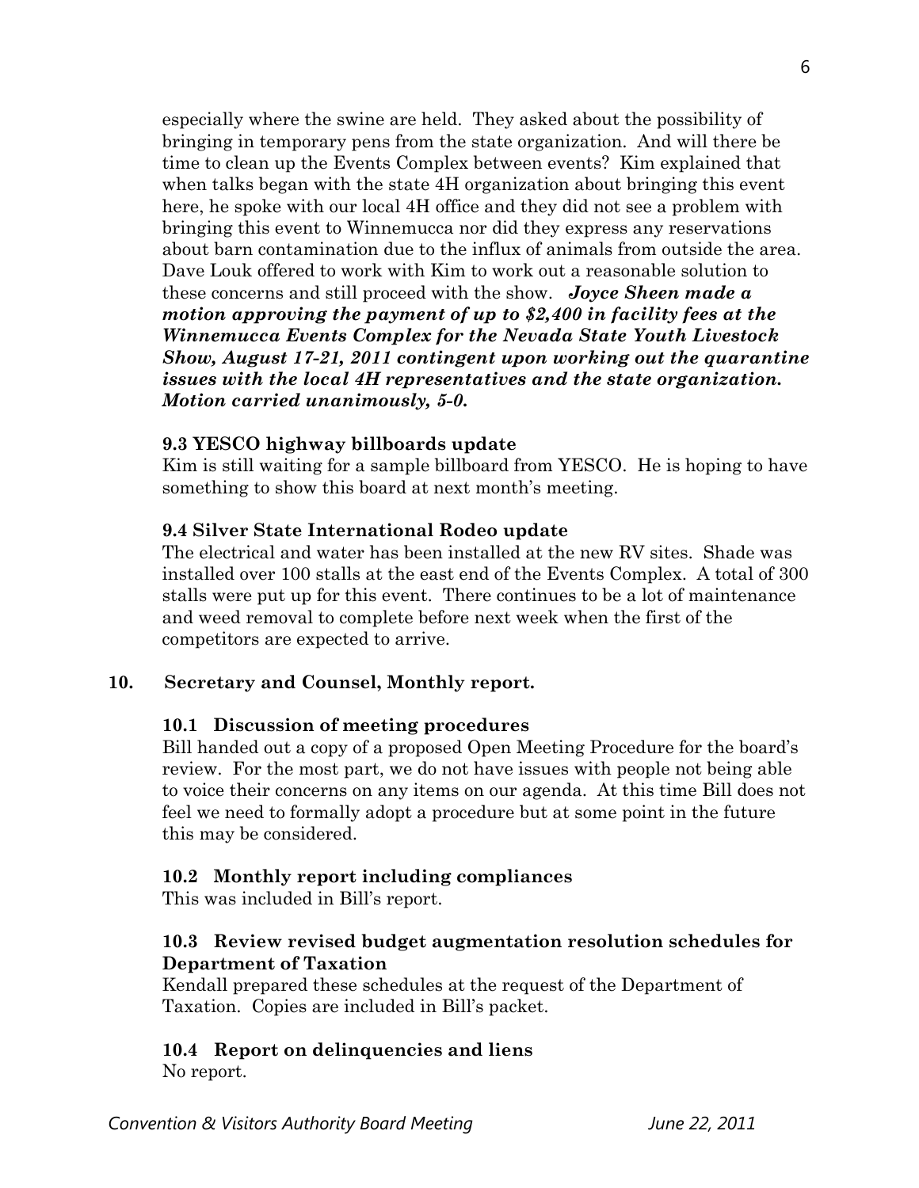especially where the swine are held. They asked about the possibility of bringing in temporary pens from the state organization. And will there be time to clean up the Events Complex between events? Kim explained that when talks began with the state 4H organization about bringing this event here, he spoke with our local 4H office and they did not see a problem with bringing this event to Winnemucca nor did they express any reservations about barn contamination due to the influx of animals from outside the area. Dave Louk offered to work with Kim to work out a reasonable solution to these concerns and still proceed with the show. ***Joyce Sheen made a motion approving the payment of up to $2,400 in facility fees at the Winnemucca Events Complex for the Nevada State Youth Livestock Show, August 17-21, 2011 contingent upon working out the quarantine issues with the local 4H representatives and the state organization. Motion carried unanimously, 5-0.***

**9.3 YESCO highway billboards update**

Kim is still waiting for a sample billboard from YESCO. He is hoping to have something to show this board at next month's meeting.

**9.4 Silver State International Rodeo update**

The electrical and water has been installed at the new RV sites. Shade was installed over 100 stalls at the east end of the Events Complex. A total of 300 stalls were put up for this event. There continues to be a lot of maintenance and weed removal to complete before next week when the first of the competitors are expected to arrive.

**10. Secretary and Counsel, Monthly report.**

**10.1 Discussion of meeting procedures**

Bill handed out a copy of a proposed Open Meeting Procedure for the board's review. For the most part, we do not have issues with people not being able to voice their concerns on any items on our agenda. At this time Bill does not feel we need to formally adopt a procedure but at some point in the future this may be considered.

**10.2 Monthly report including compliances**

This was included in Bill's report.

**10.3 Review revised budget augmentation resolution schedules for Department of Taxation**

Kendall prepared these schedules at the request of the Department of Taxation. Copies are included in Bill's packet.

**10.4 Report on delinquencies and liens**

No report.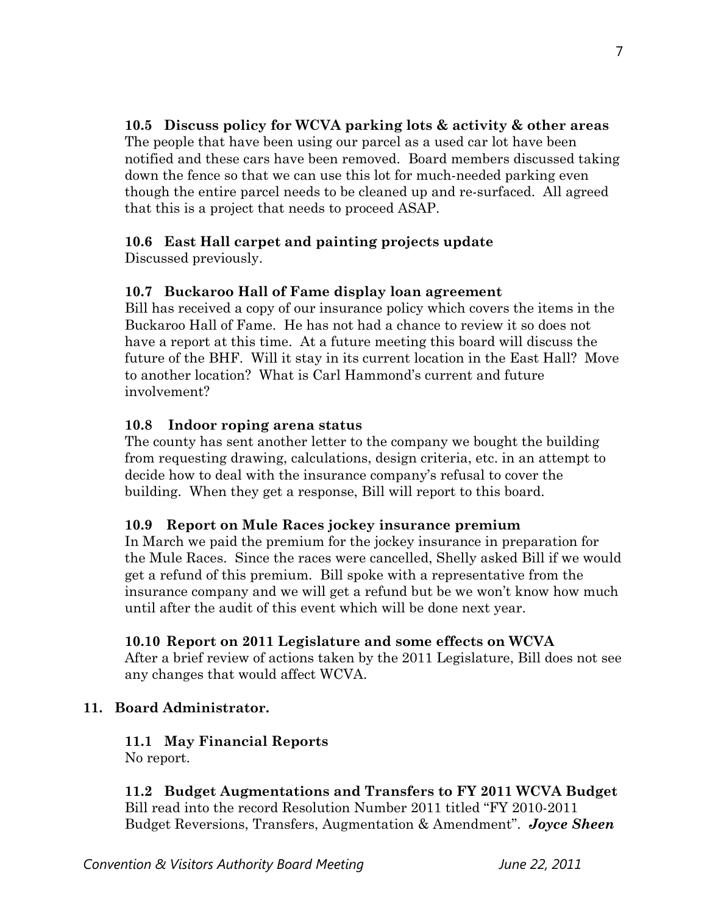**10.5 Discuss policy for WCVA parking lots & activity & other areas**
The people that have been using our parcel as a used car lot have been notified and these cars have been removed. Board members discussed taking down the fence so that we can use this lot for much-needed parking even though the entire parcel needs to be cleaned up and re-surfaced. All agreed that this is a project that needs to proceed ASAP.

**10.6 East Hall carpet and painting projects update**
Discussed previously.

**10.7 Buckaroo Hall of Fame display loan agreement**
Bill has received a copy of our insurance policy which covers the items in the Buckaroo Hall of Fame. He has not had a chance to review it so does not have a report at this time. At a future meeting this board will discuss the future of the BHF. Will it stay in its current location in the East Hall? Move to another location? What is Carl Hammond's current and future involvement?

**10.8 Indoor roping arena status**
The county has sent another letter to the company we bought the building from requesting drawing, calculations, design criteria, etc. in an attempt to decide how to deal with the insurance company's refusal to cover the building. When they get a response, Bill will report to this board.

**10.9 Report on Mule Races jockey insurance premium**
In March we paid the premium for the jockey insurance in preparation for the Mule Races. Since the races were cancelled, Shelly asked Bill if we would get a refund of this premium. Bill spoke with a representative from the insurance company and we will get a refund but be we won't know how much until after the audit of this event which will be done next year.

**10.10 Report on 2011 Legislature and some effects on WCVA**
After a brief review of actions taken by the 2011 Legislature, Bill does not see any changes that would affect WCVA.

**11. Board Administrator.**

**11.1 May Financial Reports**
No report.

**11.2 Budget Augmentations and Transfers to FY 2011 WCVA Budget**
Bill read into the record Resolution Number 2011 titled "FY 2010-2011 Budget Reversions, Transfers, Augmentation & Amendment". ***Joyce Sheen***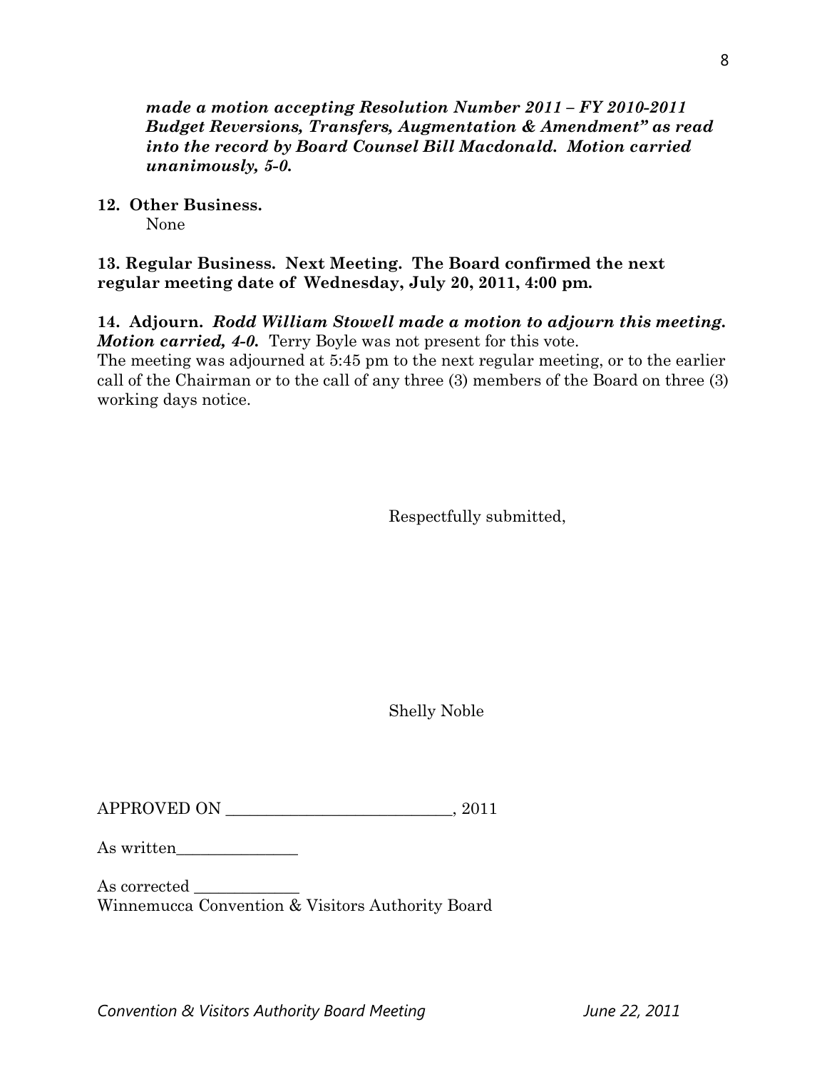*made a motion accepting Resolution Number 2011 – FY 2010-2011 Budget Reversions, Transfers, Augmentation & Amendment" as read into the record by Board Counsel Bill Macdonald. Motion carried unanimously, 5-0.*

**12. Other Business.**

None

**13. Regular Business. Next Meeting. The Board confirmed the next regular meeting date of Wednesday, July 20, 2011, 4:00 pm.**

**14. Adjourn.** ***Rodd William Stowell made a motion to adjourn this meeting. Motion carried, 4-0.*** Terry Boyle was not present for this vote.

The meeting was adjourned at 5:45 pm to the next regular meeting, or to the earlier call of the Chairman or to the call of any three (3) members of the Board on three (3) working days notice.

Respectfully submitted,

Shelly Noble

APPROVED ON ___________________________, 2011

As written_______________

As corrected _____________

Winnemucca Convention & Visitors Authority Board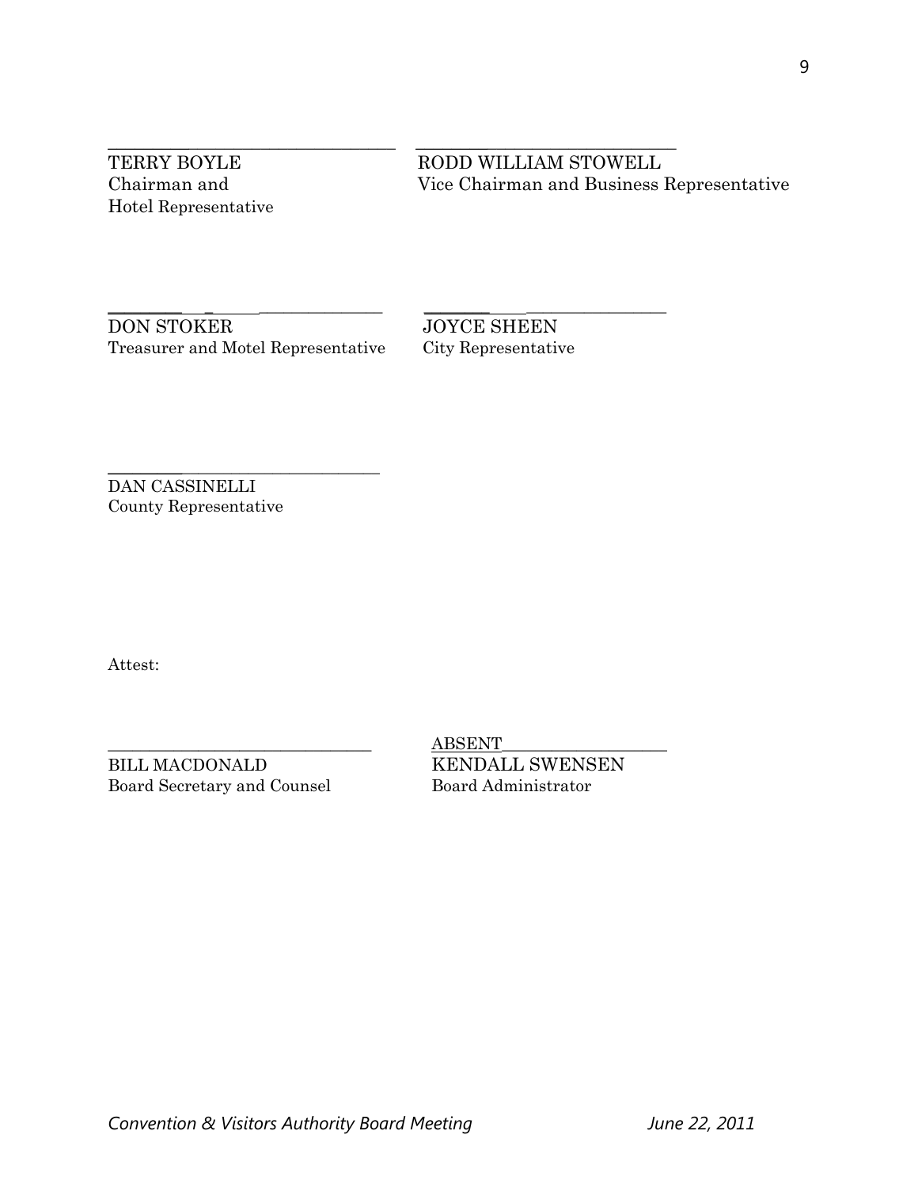| | |
|---|---|
| \_\_\_\_\_\_\_\_\_\_\_\_\_\_\_\_\_\_\_\_\_\_\_\_\_\_\_\_\_\_ | \_\_\_\_\_\_\_\_\_\_\_\_\_\_\_\_\_\_\_\_\_\_\_\_\_\_\_\_\_\_ |
| TERRY BOYLE<br>Chairman and<br>Hotel Representative | RODD WILLIAM STOWELL<br>Vice Chairman and Business Representative |
| \_\_\_\_\_\_\_\_\_\_\_\_\_\_\_\_\_\_\_\_\_\_\_\_\_\_\_\_\_\_ | \_\_\_\_\_\_\_\_\_\_\_\_\_\_\_\_\_\_\_\_\_\_\_\_\_\_\_\_\_\_ |
| DON STOKER<br>Treasurer and Motel Representative | JOYCE SHEEN<br>City Representative |
| \_\_\_\_\_\_\_\_\_\_\_\_\_\_\_\_\_\_\_\_\_\_\_\_\_\_\_\_\_\_ | |
| DAN CASSINELLI<br>County Representative | |

Attest:

| | |
|---|---|
| \_\_\_\_\_\_\_\_\_\_\_\_\_\_\_\_\_\_\_\_\_\_\_\_\_\_\_\_\_\_ | ABSENT\_\_\_\_\_\_\_\_\_\_\_\_\_\_\_\_\_\_\_\_ |
| BILL MACDONALD<br>Board Secretary and Counsel | KENDALL SWENSEN<br>Board Administrator |